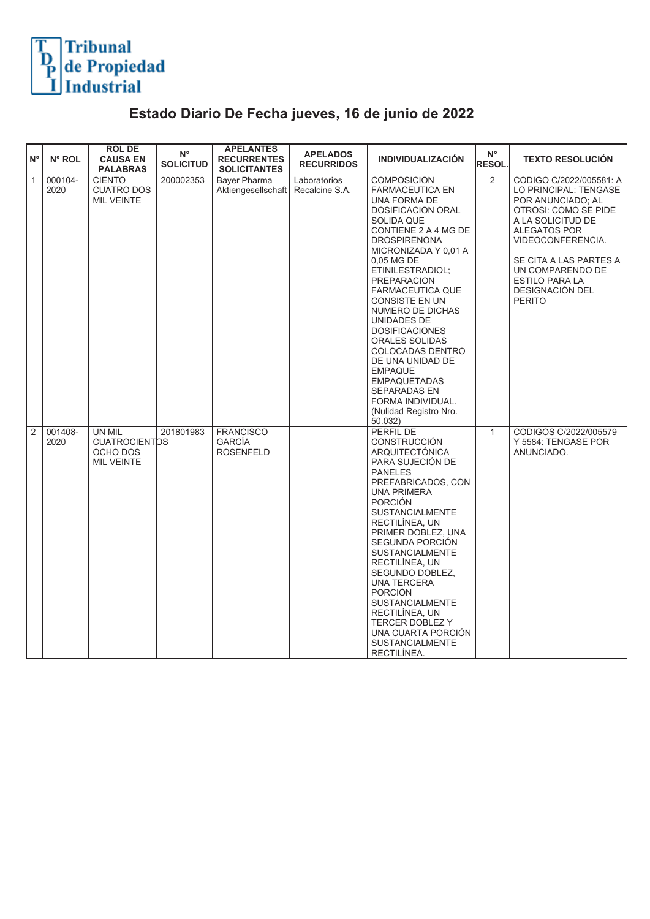**Tribunal de Propiedad Industrial**

# Estado Diario De Fecha jueves, 16 de junio de 2022

| N° | N° ROL | ROL DE CAUSA EN PALABRAS | N° SOLICITUD | APELANTES RECURRENTES SOLICITANTES | APELADOS RECURRIDOS | INDIVIDUALIZACIÓN | N° RESOL. | TEXTO RESOLUCIÓN |
|---|---|---|---|---|---|---|---|---|
| 1 | 000104-2020 | CIENTO CUATRO DOS MIL VEINTE | 200002353 | Bayer Pharma Aktiengesellschaft | Laboratorios Recalcine S.A. | COMPOSICION FARMACEUTICA EN UNA FORMA DE DOSIFICACION ORAL SOLIDA QUE CONTIENE 2 A 4 MG DE DROSPIRENONA MICRONIZADA Y 0,01 A 0,05 MG DE ETINILESTRADIOL; PREPARACION FARMACEUTICA QUE CONSISTE EN UN NUMERO DE DICHAS UNIDADES DE DOSIFICACIONES ORALES SOLIDAS COLOCADAS DENTRO DE UNA UNIDAD DE EMPAQUE EMPAQUETADAS SEPARADAS EN FORMA INDIVIDUAL. (Nulidad Registro Nro. 50.032) | 2 | CODIGO C/2022/005581: A LO PRINCIPAL: TENGASE POR ANUNCIADO; AL OTROSI: COMO SE PIDE A LA SOLICITUD DE ALEGATOS POR VIDEOCONFERENCIA. SE CITA A LAS PARTES A UN COMPARENDO DE ESTILO PARA LA DESIGNACIÓN DEL PERITO |
| 2 | 001408-2020 | UN MIL CUATROCIENTOS OCHO DOS MIL VEINTE | 201801983 | FRANCISCO GARCÍA ROSENFELD | | PERFIL DE CONSTRUCCIÓN ARQUITECTÓNICA PARA SUJECIÓN DE PANELES PREFABRICADOS, CON UNA PRIMERA PORCIÓN SUSTANCIALMENTE RECTILÍNEA, UN PRIMER DOBLEZ, UNA SEGUNDA PORCIÓN SUSTANCIALMENTE RECTILÍNEA, UN SEGUNDO DOBLEZ, UNA TERCERA PORCIÓN SUSTANCIALMENTE RECTILÍNEA, UN TERCER DOBLEZ Y UNA CUARTA PORCIÓN SUSTANCIALMENTE RECTILÍNEA. | 1 | CODIGOS C/2022/005579 Y 5584: TENGASE POR ANUNCIADO. |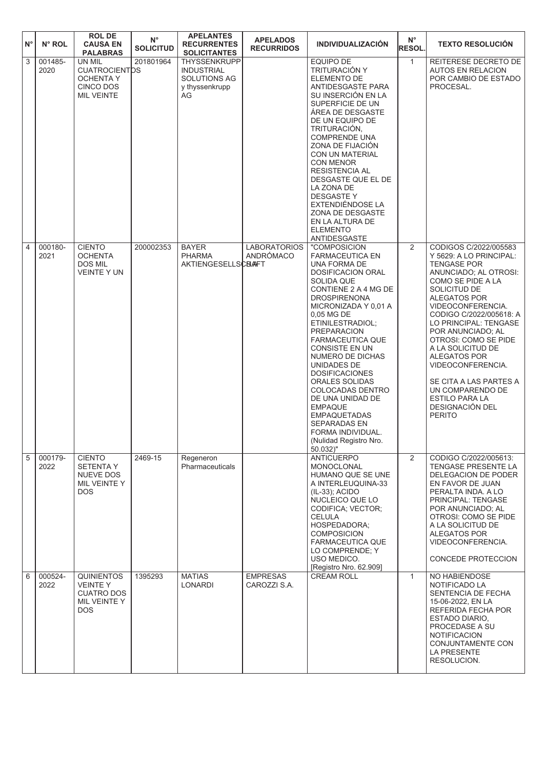| N° | N° ROL | ROL DE CAUSA EN PALABRAS | N° SOLICITUD | APELANTES RECURRENTES SOLICITANTES | APELADOS RECURRIDOS | INDIVIDUALIZACIÓN | N° RESOL. | TEXTO RESOLUCIÓN |
|---|---|---|---|---|---|---|---|---|
| 3 | 001485-2020 | UN MIL CUATROCIENTOS OCHENTA Y CINCO DOS MIL VEINTE | 201801964 | THYSSENKRUPP INDUSTRIAL SOLUTIONS AG y thyssenkrupp AG | | EQUIPO DE TRITURACIÓN Y ELEMENTO DE ANTIDESGASTE PARA SU INSERCIÓN EN LA SUPERFICIE DE UN ÁREA DE DESGASTE DE UN EQUIPO DE TRITURACIÓN, COMPRENDE UNA ZONA DE FIJACIÓN CON UN MATERIAL CON MENOR RESISTENCIA AL DESGASTE QUE EL DE LA ZONA DE DESGASTE Y EXTENDIÉNDOSE LA ZONA DE DESGASTE EN LA ALTURA DE ELEMENTO ANTIDESGASTE | 1 | REITERESE DECRETO DE AUTOS EN RELACION POR CAMBIO DE ESTADO PROCESAL. |
| 4 | 000180-2021 | CIENTO OCHENTA DOS MIL VEINTE Y UN | 200002353 | BAYER PHARMA AKTIENGESELLSCHAFT | LABORATORIOS ANDRÓMACO S.A. | "COMPOSICION FARMACEUTICA EN UNA FORMA DE DOSIFICACION ORAL SOLIDA QUE CONTIENE 2 A 4 MG DE DROSPIRENONA MICRONIZADA Y 0,01 A 0,05 MG DE ETINILESTRADIOL; PREPARACION FARMACEUTICA QUE CONSISTE EN UN NUMERO DE DICHAS UNIDADES DE DOSIFICACIONES ORALES SOLIDAS COLOCADAS DENTRO DE UNA UNIDAD DE EMPAQUE EMPAQUETADAS SEPARADAS EN FORMA INDIVIDUAL. (Nulidad Registro Nro. 50.032)" | 2 | CODIGOS C/2022/005583 Y 5629: A LO PRINCIPAL: TENGASE POR ANUNCIADO; AL OTROSI: COMO SE PIDE A LA SOLICITUD DE ALEGATOS POR VIDEOCONFERENCIA. CODIGO C/2022/005618: A LO PRINCIPAL: TENGASE POR ANUNCIADO; AL OTROSI: COMO SE PIDE A LA SOLICITUD DE ALEGATOS POR VIDEOCONFERENCIA. SE CITA A LAS PARTES A UN COMPARENDO DE ESTILO PARA LA DESIGNACIÓN DEL PERITO |
| 5 | 000179-2022 | CIENTO SETENTA Y NUEVE DOS MIL VEINTE Y DOS | 2469-15 | Regeneron Pharmaceuticals | | ANTICUERPO MONOCLONAL HUMANO QUE SE UNE A INTERLEUQUINA-33 (IL-33); ACIDO NUCLEICO QUE LO CODIFICA; VECTOR; CELULA HOSPEDADORA; COMPOSICION FARMACEUTICA QUE LO COMPRENDE; Y USO MEDICO. [Registro Nro. 62.909] | 2 | CODIGO C/2022/005613: TENGASE PRESENTE LA DELEGACION DE PODER EN FAVOR DE JUAN PERALTA INDA. A LO PRINCIPAL: TENGASE POR ANUNCIADO; AL OTROSI: COMO SE PIDE A LA SOLICITUD DE ALEGATOS POR VIDEOCONFERENCIA. CONCEDE PROTECCION |
| 6 | 000524-2022 | QUINIENTOS VEINTE Y CUATRO DOS MIL VEINTE Y DOS | 1395293 | MATIAS LONARDI | EMPRESAS CAROZZI S.A. | CREAM ROLL | 1 | NO HABIENDOSE NOTIFICADO LA SENTENCIA DE FECHA 15-06-2022, EN LA REFERIDA FECHA POR ESTADO DIARIO, PROCEDASE A SU NOTIFICACION CONJUNTAMENTE CON LA PRESENTE RESOLUCION. |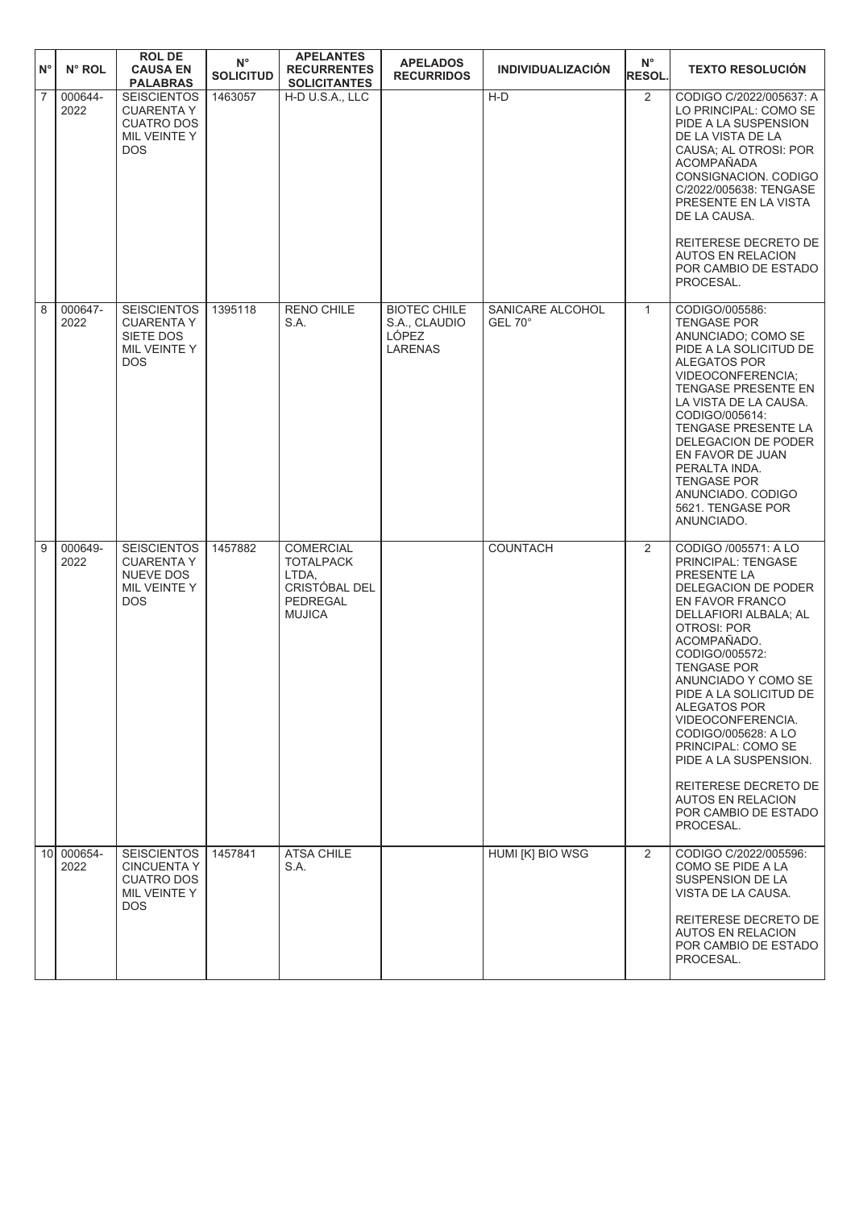| N° | N° ROL | ROL DE CAUSA EN PALABRAS | N° SOLICITUD | APELANTES RECURRENTES SOLICITANTES | APELADOS RECURRIDOS | INDIVIDUALIZACIÓN | N° RESOL. | TEXTO RESOLUCIÓN |
|---|---|---|---|---|---|---|---|---|
| 7 | 000644-2022 | SEISCIENTOS CUARENTA Y CUATRO DOS MIL VEINTE Y DOS | 1463057 | H-D U.S.A., LLC | | H-D | 2 | CODIGO C/2022/005637: A LO PRINCIPAL: COMO SE PIDE A LA SUSPENSION DE LA VISTA DE LA CAUSA; AL OTROSI: POR ACOMPAÑADA CONSIGNACION. CODIGO C/2022/005638: TENGASE PRESENTE EN LA VISTA DE LA CAUSA.<br><br>REITERESE DECRETO DE AUTOS EN RELACION POR CAMBIO DE ESTADO PROCESAL. |
| 8 | 000647-2022 | SEISCIENTOS CUARENTA Y SIETE DOS MIL VEINTE Y DOS | 1395118 | RENO CHILE S.A. | BIOTEC CHILE S.A., CLAUDIO LÓPEZ LARENAS | SANICARE ALCOHOL GEL 70° | 1 | CODIGO/005586: TENGASE POR ANUNCIADO; COMO SE PIDE A LA SOLICITUD DE ALEGATOS POR VIDEOCONFERENCIA; TENGASE PRESENTE EN LA VISTA DE LA CAUSA. CODIGO/005614: TENGASE PRESENTE LA DELEGACION DE PODER EN FAVOR DE JUAN PERALTA INDA. TENGASE POR ANUNCIADO. CODIGO 5621. TENGASE POR ANUNCIADO. |
| 9 | 000649-2022 | SEISCIENTOS CUARENTA Y NUEVE DOS MIL VEINTE Y DOS | 1457882 | COMERCIAL TOTALPACK LTDA, CRISTÓBAL DEL PEDREGAL MUJICA | | COUNTACH | 2 | CODIGO /005571: A LO PRINCIPAL: TENGASE PRESENTE LA DELEGACION DE PODER EN FAVOR FRANCO DELLAFIORI ALBALA; AL OTROSI: POR ACOMPAÑADO. CODIGO/005572: TENGASE POR ANUNCIADO Y COMO SE PIDE A LA SOLICITUD DE ALEGATOS POR VIDEOCONFERENCIA. CODIGO/005628: A LO PRINCIPAL: COMO SE PIDE A LA SUSPENSION.<br><br>REITERESE DECRETO DE AUTOS EN RELACION POR CAMBIO DE ESTADO PROCESAL. |
| 10 | 000654-2022 | SEISCIENTOS CINCUENTA Y CUATRO DOS MIL VEINTE Y DOS | 1457841 | ATSA CHILE S.A. | | HUMI [K] BIO WSG | 2 | CODIGO C/2022/005596: COMO SE PIDE A LA SUSPENSION DE LA VISTA DE LA CAUSA.<br><br>REITERESE DECRETO DE AUTOS EN RELACION POR CAMBIO DE ESTADO PROCESAL. |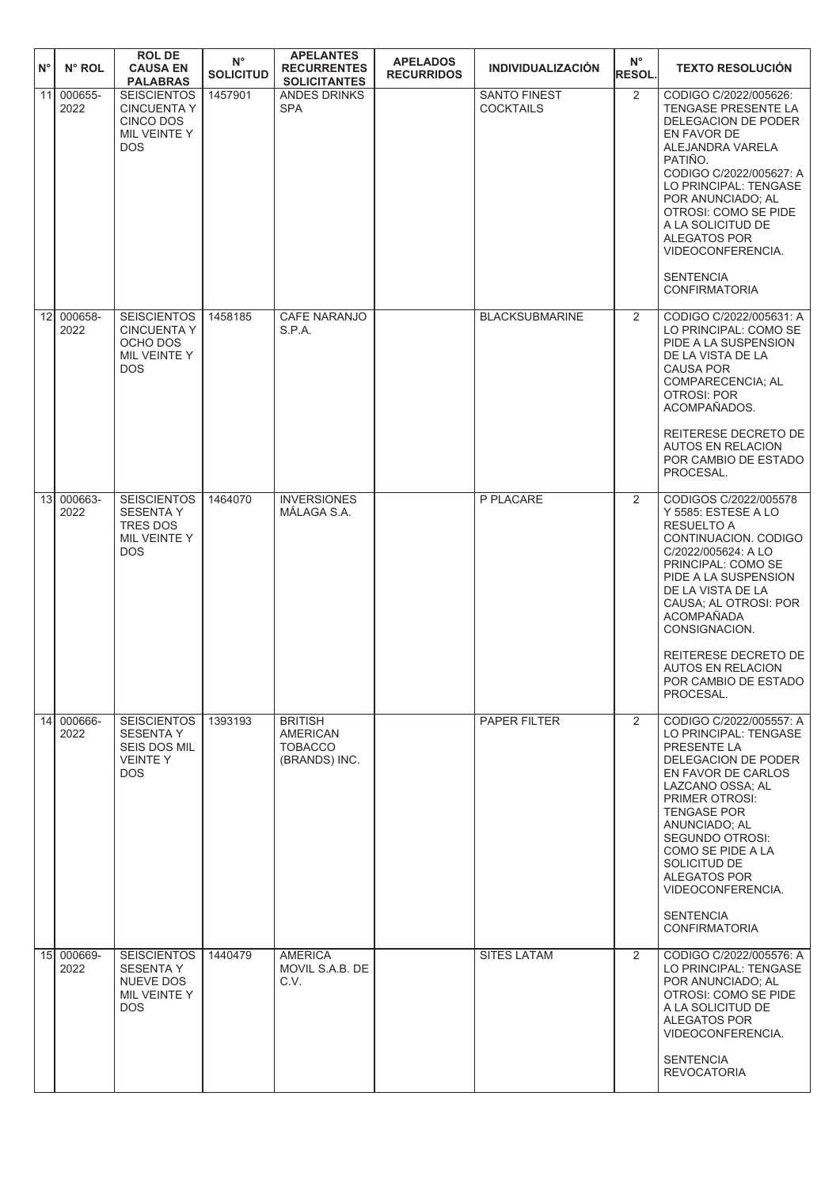| N° | N° ROL | ROL DE CAUSA EN PALABRAS | N° SOLICITUD | APELANTES RECURRENTES SOLICITANTES | APELADOS RECURRIDOS | INDIVIDUALIZACIÓN | N° RESOL. | TEXTO RESOLUCIÓN |
|---|---|---|---|---|---|---|---|---|
| 11 | 000655-2022 | SEISCIENTOS CINCUENTA Y CINCO DOS MIL VEINTE Y DOS | 1457901 | ANDES DRINKS SPA | | SANTO FINEST COCKTAILS | 2 | CODIGO C/2022/005626: TENGASE PRESENTE LA DELEGACION DE PODER EN FAVOR DE ALEJANDRA VARELA PATIÑO. CODIGO C/2022/005627: A LO PRINCIPAL: TENGASE POR ANUNCIADO; AL OTROSI: COMO SE PIDE A LA SOLICITUD DE ALEGATOS POR VIDEOCONFERENCIA. SENTENCIA CONFIRMATORIA |
| 12 | 000658-2022 | SEISCIENTOS CINCUENTA Y OCHO DOS MIL VEINTE Y DOS | 1458185 | CAFE NARANJO S.P.A. | | BLACKSUBMARINE | 2 | CODIGO C/2022/005631: A LO PRINCIPAL: COMO SE PIDE A LA SUSPENSION DE LA VISTA DE LA CAUSA POR COMPARECENCIA; AL OTROSI: POR ACOMPAÑADOS. REITERESE DECRETO DE AUTOS EN RELACION POR CAMBIO DE ESTADO PROCESAL. |
| 13 | 000663-2022 | SEISCIENTOS SESENTA Y TRES DOS MIL VEINTE Y DOS | 1464070 | INVERSIONES MÁLAGA S.A. | | P PLACARE | 2 | CODIGOS C/2022/005578 Y 5585: ESTESE A LO RESUELTO A CONTINUACION. CODIGO C/2022/005624: A LO PRINCIPAL: COMO SE PIDE A LA SUSPENSION DE LA VISTA DE LA CAUSA; AL OTROSI: POR ACOMPAÑADA CONSIGNACION. REITERESE DECRETO DE AUTOS EN RELACION POR CAMBIO DE ESTADO PROCESAL. |
| 14 | 000666-2022 | SEISCIENTOS SESENTA Y SEIS DOS MIL VEINTE Y DOS | 1393193 | BRITISH AMERICAN TOBACCO (BRANDS) INC. | | PAPER FILTER | 2 | CODIGO C/2022/005557: A LO PRINCIPAL: TENGASE PRESENTE LA DELEGACION DE PODER EN FAVOR DE CARLOS LAZCANO OSSA; AL PRIMER OTROSI: TENGASE POR ANUNCIADO; AL SEGUNDO OTROSI: COMO SE PIDE A LA SOLICITUD DE ALEGATOS POR VIDEOCONFERENCIA. SENTENCIA CONFIRMATORIA |
| 15 | 000669-2022 | SEISCIENTOS SESENTA Y NUEVE DOS MIL VEINTE Y DOS | 1440479 | AMERICA MOVIL S.A.B. DE C.V. | | SITES LATAM | 2 | CODIGO C/2022/005576: A LO PRINCIPAL: TENGASE POR ANUNCIADO; AL OTROSI: COMO SE PIDE A LA SOLICITUD DE ALEGATOS POR VIDEOCONFERENCIA. SENTENCIA REVOCATORIA |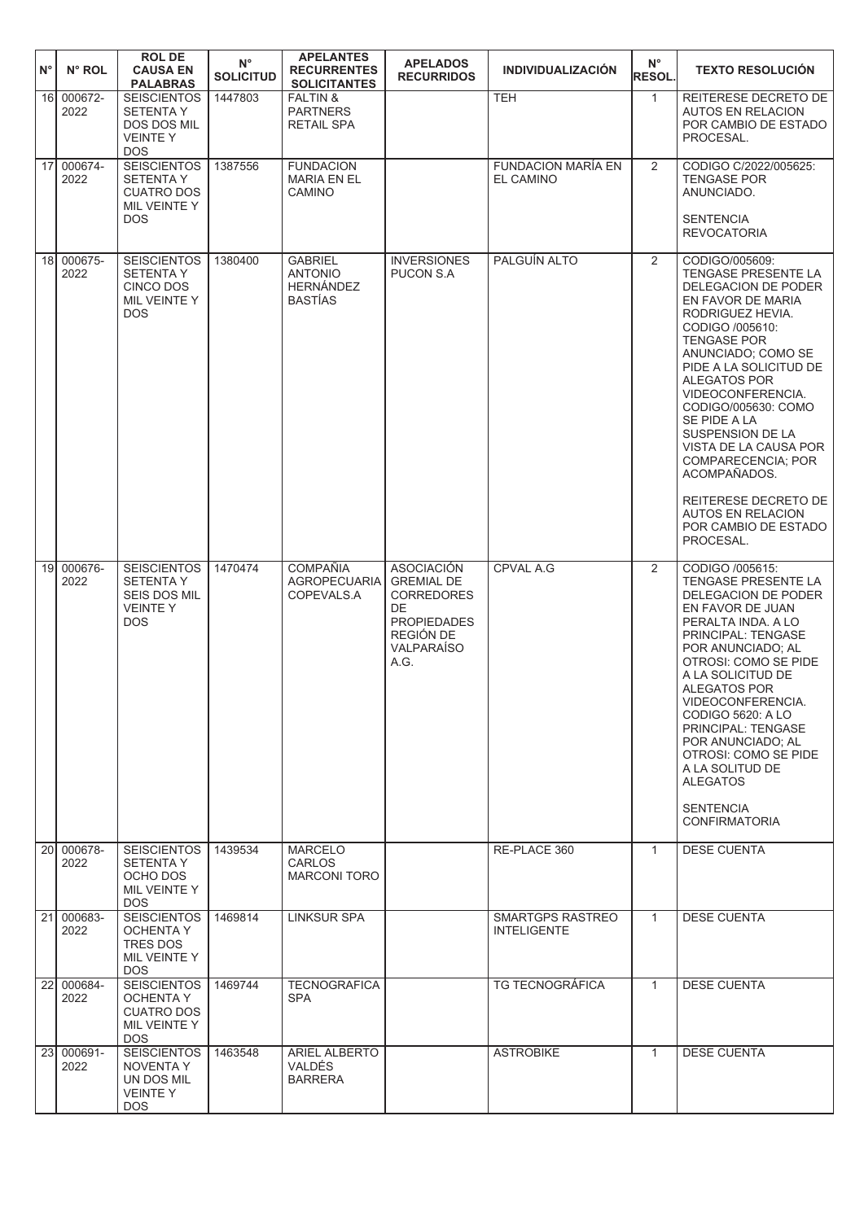| N° | N° ROL | ROL DE CAUSA EN PALABRAS | N° SOLICITUD | APELANTES RECURRENTES SOLICITANTES | APELADOS RECURRIDOS | INDIVIDUALIZACIÓN | N° RESOL. | TEXTO RESOLUCIÓN |
|---|---|---|---|---|---|---|---|---|
| 16 | 000672-2022 | SEISCIENTOS SETENTA Y DOS DOS MIL VEINTE Y DOS | 1447803 | FALTIN & PARTNERS RETAIL SPA | | TEH | 1 | REITERESE DECRETO DE AUTOS EN RELACION POR CAMBIO DE ESTADO PROCESAL. |
| 17 | 000674-2022 | SEISCIENTOS SETENTA Y CUATRO DOS MIL VEINTE Y DOS | 1387556 | FUNDACION MARIA EN EL CAMINO | | FUNDACION MARÍA EN EL CAMINO | 2 | CODIGO C/2022/005625: TENGASE POR ANUNCIADO.<br><br>SENTENCIA REVOCATORIA |
| 18 | 000675-2022 | SEISCIENTOS SETENTA Y CINCO DOS MIL VEINTE Y DOS | 1380400 | GABRIEL ANTONIO HERNÁNDEZ BASTÍAS | INVERSIONES PUCON S.A | PALGUÍN ALTO | 2 | CODIGO/005609: TENGASE PRESENTE LA DELEGACION DE PODER EN FAVOR DE MARIA RODRIGUEZ HEVIA. CODIGO /005610: TENGASE POR ANUNCIADO; COMO SE PIDE A LA SOLICITUD DE ALEGATOS POR VIDEOCONFERENCIA. CODIGO/005630: COMO SE PIDE A LA SUSPENSION DE LA VISTA DE LA CAUSA POR COMPARECENCIA; POR ACOMPAÑADOS.<br><br>REITERESE DECRETO DE AUTOS EN RELACION POR CAMBIO DE ESTADO PROCESAL. |
| 19 | 000676-2022 | SEISCIENTOS SETENTA Y SEIS DOS MIL VEINTE Y DOS | 1470474 | COMPAÑIA AGROPECUARIA COPEVALS.A | ASOCIACIÓN GREMIAL DE CORREDORES DE PROPIEDADES REGIÓN DE VALPARAÍSO A.G. | CPVAL A.G | 2 | CODIGO /005615: TENGASE PRESENTE LA DELEGACION DE PODER EN FAVOR DE JUAN PERALTA INDA. A LO PRINCIPAL: TENGASE POR ANUNCIADO; AL OTROSI: COMO SE PIDE A LA SOLICITUD DE ALEGATOS POR VIDEOCONFERENCIA. CODIGO 5620: A LO PRINCIPAL: TENGASE POR ANUNCIADO; AL OTROSI: COMO SE PIDE A LA SOLITUD DE ALEGATOS<br><br>SENTENCIA CONFIRMATORIA |
| 20 | 000678-2022 | SEISCIENTOS SETENTA Y OCHO DOS MIL VEINTE Y DOS | 1439534 | MARCELO CARLOS MARCONI TORO | | RE-PLACE 360 | 1 | DESE CUENTA |
| 21 | 000683-2022 | SEISCIENTOS OCHENTA Y TRES DOS MIL VEINTE Y DOS | 1469814 | LINKSUR SPA | | SMARTGPS RASTREO INTELIGENTE | 1 | DESE CUENTA |
| 22 | 000684-2022 | SEISCIENTOS OCHENTA Y CUATRO DOS MIL VEINTE Y DOS | 1469744 | TECNOGRAFICA SPA | | TG TECNOGRÁFICA | 1 | DESE CUENTA |
| 23 | 000691-2022 | SEISCIENTOS NOVENTA Y UN DOS MIL VEINTE Y DOS | 1463548 | ARIEL ALBERTO VALDÉS BARRERA | | ASTROBIKE | 1 | DESE CUENTA |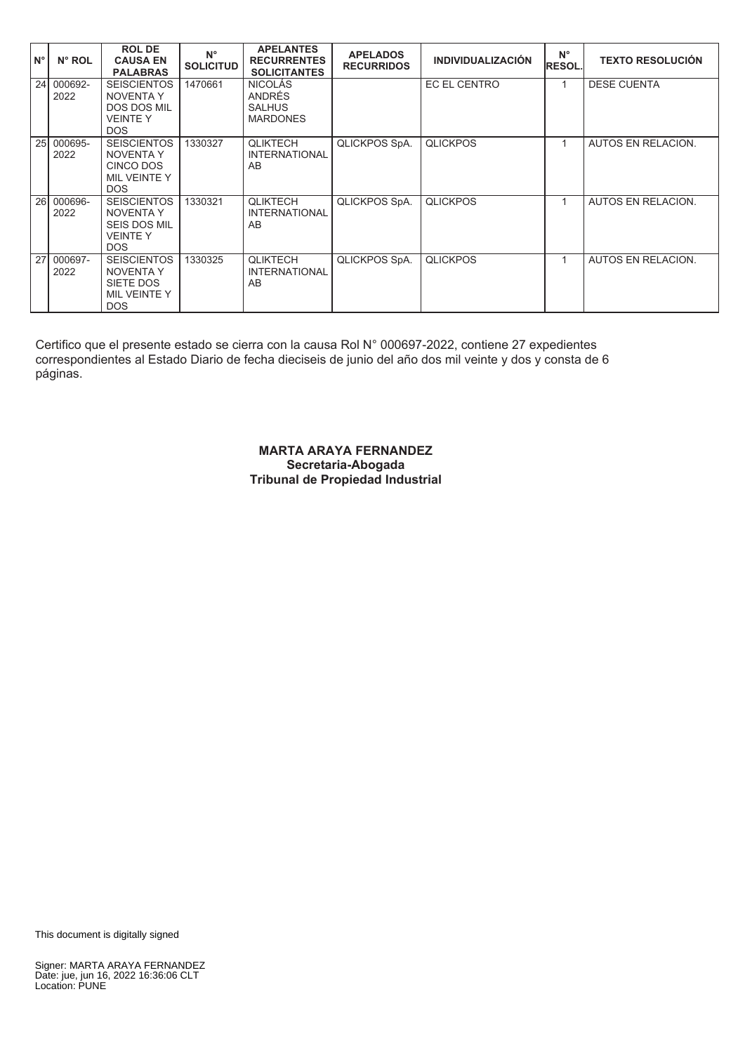| N° | N° ROL | ROL DE CAUSA EN PALABRAS | N° SOLICITUD | APELANTES RECURRENTES SOLICITANTES | APELADOS RECURRIDOS | INDIVIDUALIZACIÓN | N° RESOL. | TEXTO RESOLUCIÓN |
|---|---|---|---|---|---|---|---|---|
| 24 | 000692-2022 | SEISCIENTOS NOVENTA Y DOS DOS MIL VEINTE Y DOS | 1470661 | NICOLÁS ANDRÉS SALHUS MARDONES | | EC EL CENTRO | 1 | DESE CUENTA |
| 25 | 000695-2022 | SEISCIENTOS NOVENTA Y CINCO DOS MIL VEINTE Y DOS | 1330327 | QLIKTECH INTERNATIONAL AB | QLICKPOS SpA. | QLICKPOS | 1 | AUTOS EN RELACION. |
| 26 | 000696-2022 | SEISCIENTOS NOVENTA Y SEIS DOS MIL VEINTE Y DOS | 1330321 | QLIKTECH INTERNATIONAL AB | QLICKPOS SpA. | QLICKPOS | 1 | AUTOS EN RELACION. |
| 27 | 000697-2022 | SEISCIENTOS NOVENTA Y SIETE DOS MIL VEINTE Y DOS | 1330325 | QLIKTECH INTERNATIONAL AB | QLICKPOS SpA. | QLICKPOS | 1 | AUTOS EN RELACION. |

Certifico que el presente estado se cierra con la causa Rol N° 000697-2022, contiene 27 expedientes correspondientes al Estado Diario de fecha dieciseis de junio del año dos mil veinte y dos y consta de 6 páginas.

**MARTA ARAYA FERNANDEZ**
**Secretaria-Abogada**
**Tribunal de Propiedad Industrial**

This document is digitally signed

Signer: MARTA ARAYA FERNANDEZ
Date: jue, jun 16, 2022 16:36:06 CLT
Location: PUNE